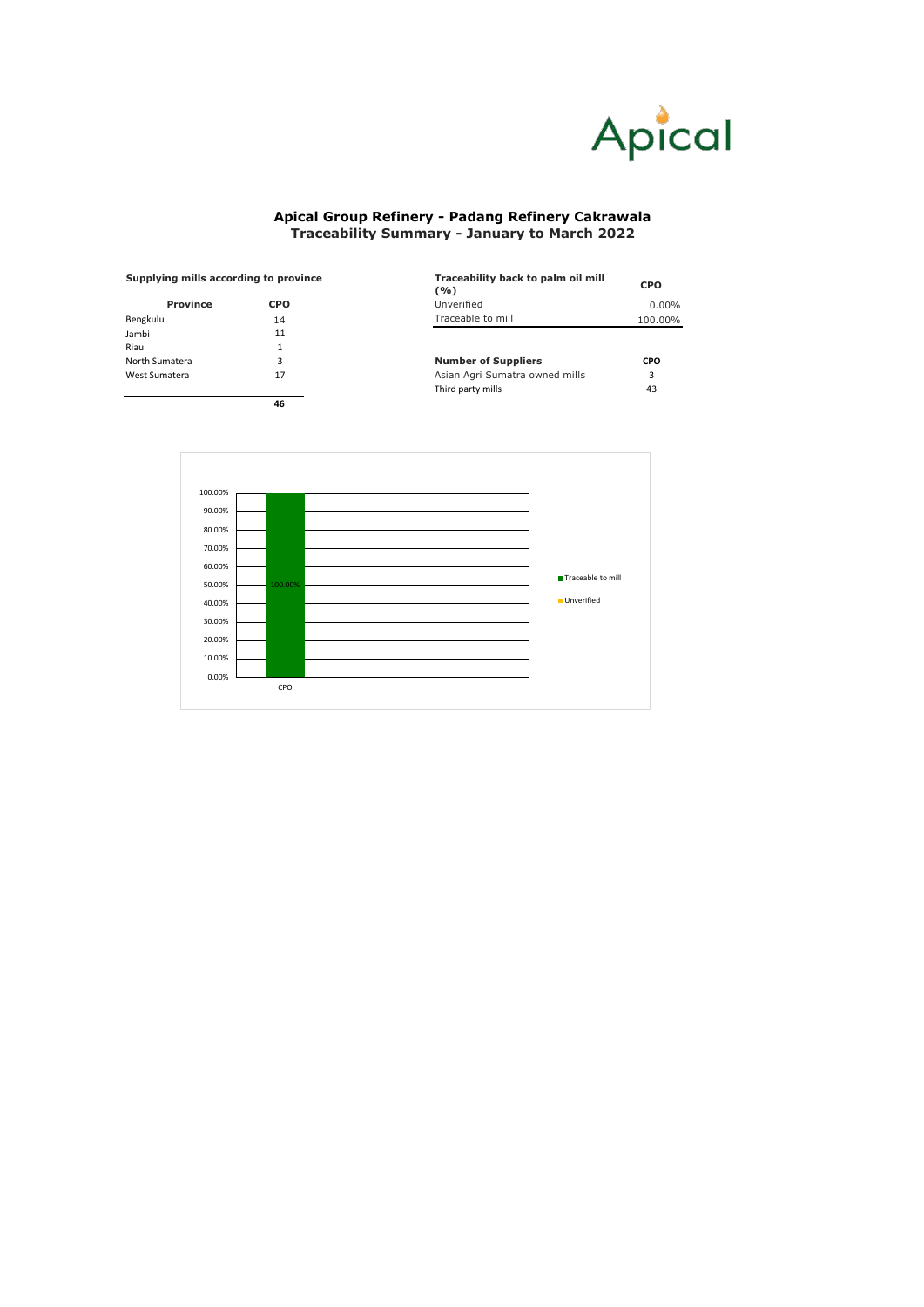Apical

# Apical Group Refinery - Padang Refinery Cakrawala

## Traceability Summary - January to March 2022

**Supplying mills according to province**

| Province | CPO |
|---|---|
| Bengkulu | 14 |
| Jambi | 11 |
| Riau | 1 |
| North Sumatera | 3 |
| West Sumatera | 17 |
| | **46** |

| Traceability back to palm oil mill (%) | CPO |
|---|---|
| Unverified | 0.00% |
| Traceable to mill | 100.00% |

| Number of Suppliers | CPO |
|---|---|
| Asian Agri Sumatra owned mills | 3 |
| Third party mills | 43 |

| | Traceable to mill | Unverified |
|---|---|---|
| CPO | 100.00% | |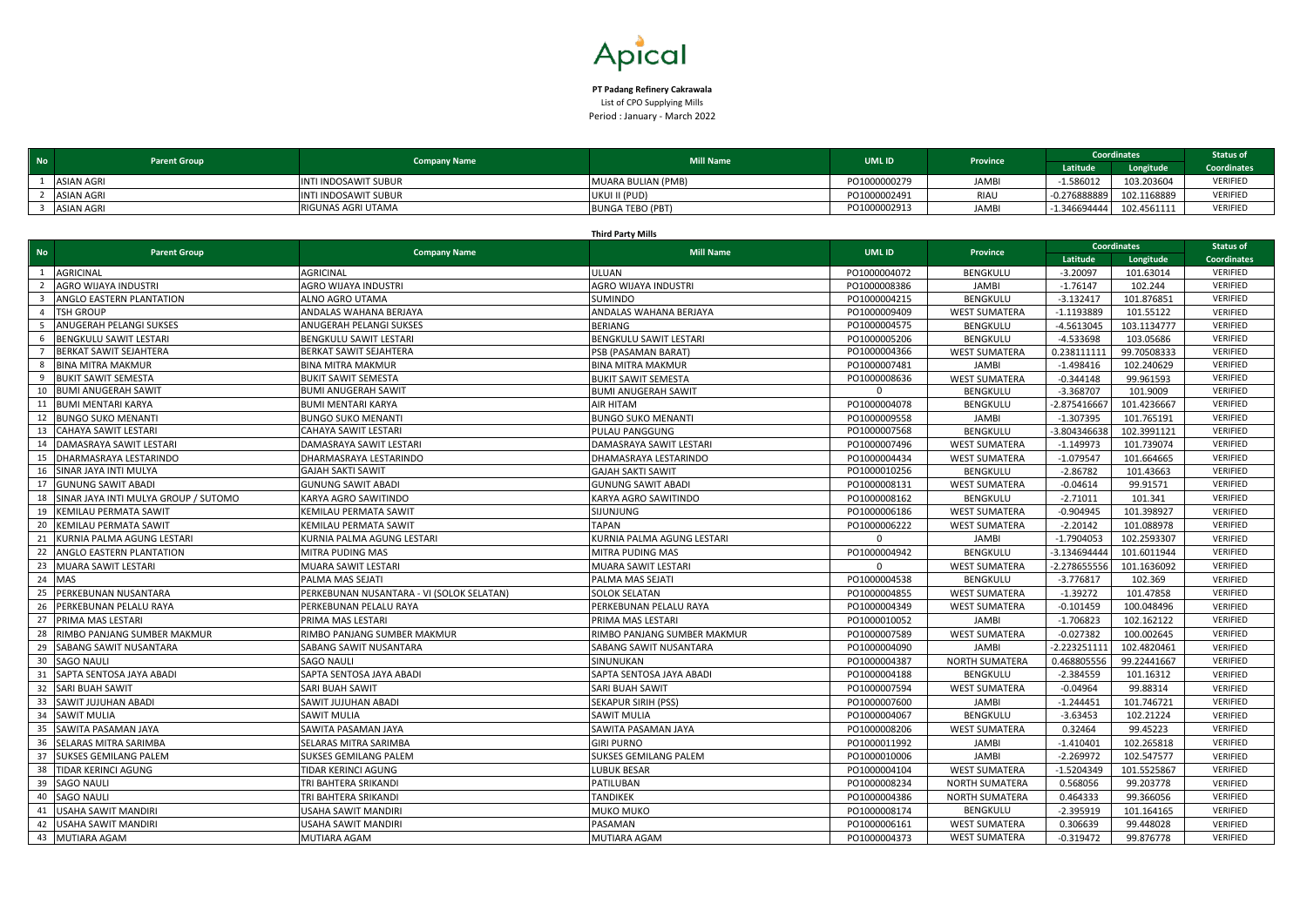# Apical

**PT Padang Refinery Cakrawala**

List of CPO Supplying Mills

Period : January - March 2022

| No | Parent Group | Company Name | Mill Name | UML ID | Province | Coordinates | | Status of Coordinates |
|---|---|---|---|---|---|---|---|---|
| | | | | | | Latitude | Longitude | |
| 1 | ASIAN AGRI | INTI INDOSAWIT SUBUR | MUARA BULIAN (PMB) | PO1000000279 | JAMBI | -1.586012 | 103.203604 | VERIFIED |
| 2 | ASIAN AGRI | INTI INDOSAWIT SUBUR | UKUI II (PUD) | PO1000002491 | RIAU | -0.276888889 | 102.1168889 | VERIFIED |
| 3 | ASIAN AGRI | RIGUNAS AGRI UTAMA | BUNGA TEBO (PBT) | PO1000002913 | JAMBI | -1.346694444 | 102.4561111 | VERIFIED |

**Third Party Mills**

| No | Parent Group | Company Name | Mill Name | UML ID | Province | Coordinates | | Status of Coordinates |
|---|---|---|---|---|---|---|---|---|
| | | | | | | Latitude | Longitude | |
| 1 | AGRICINAL | AGRICINAL | ULUAN | PO1000004072 | BENGKULU | -3.20097 | 101.63014 | VERIFIED |
| 2 | AGRO WIJAYA INDUSTRI | AGRO WIJAYA INDUSTRI | AGRO WIJAYA INDUSTRI | PO1000008386 | JAMBI | -1.76147 | 102.244 | VERIFIED |
| 3 | ANGLO EASTERN PLANTATION | ALNO AGRO UTAMA | SUMINDO | PO1000004215 | BENGKULU | -3.132417 | 101.876851 | VERIFIED |
| 4 | TSH GROUP | ANDALAS WAHANA BERJAYA | ANDALAS WAHANA BERJAYA | PO1000009409 | WEST SUMATERA | -1.1193889 | 101.55122 | VERIFIED |
| 5 | ANUGERAH PELANGI SUKSES | ANUGERAH PELANGI SUKSES | BERIANG | PO1000004575 | BENGKULU | -4.5613045 | 103.1134777 | VERIFIED |
| 6 | BENGKULU SAWIT LESTARI | BENGKULU SAWIT LESTARI | BENGKULU SAWIT LESTARI | PO1000005206 | BENGKULU | -4.533698 | 103.05686 | VERIFIED |
| 7 | BERKAT SAWIT SEJAHTERA | BERKAT SAWIT SEJAHTERA | PSB (PASAMAN BARAT) | PO1000004366 | WEST SUMATERA | 0.238111111 | 99.70508333 | VERIFIED |
| 8 | BINA MITRA MAKMUR | BINA MITRA MAKMUR | BINA MITRA MAKMUR | PO1000007481 | JAMBI | -1.498416 | 102.240629 | VERIFIED |
| 9 | BUKIT SAWIT SEMESTA | BUKIT SAWIT SEMESTA | BUKIT SAWIT SEMESTA | PO1000008636 | WEST SUMATERA | -0.344148 | 99.961593 | VERIFIED |
| 10 | BUMI ANUGERAH SAWIT | BUMI ANUGERAH SAWIT | BUMI ANUGERAH SAWIT | 0 | BENGKULU | -3.368707 | 101.9009 | VERIFIED |
| 11 | BUMI MENTARI KARYA | BUMI MENTARI KARYA | AIR HITAM | PO1000004078 | BENGKULU | -2.875416667 | 101.4236667 | VERIFIED |
| 12 | BUNGO SUKO MENANTI | BUNGO SUKO MENANTI | BUNGO SUKO MENANTI | PO1000009558 | JAMBI | -1.307395 | 101.765191 | VERIFIED |
| 13 | CAHAYA SAWIT LESTARI | CAHAYA SAWIT LESTARI | PULAU PANGGUNG | PO1000007568 | BENGKULU | -3.804346638 | 102.3991121 | VERIFIED |
| 14 | DAMASRAYA SAWIT LESTARI | DAMASRAYA SAWIT LESTARI | DAMASRAYA SAWIT LESTARI | PO1000007496 | WEST SUMATERA | -1.149973 | 101.739074 | VERIFIED |
| 15 | DHARMASRAYA LESTARINDO | DHARMASRAYA LESTARINDO | DHAMASRAYA LESTARINDO | PO1000004434 | WEST SUMATERA | -1.079547 | 101.664665 | VERIFIED |
| 16 | SINAR JAYA INTI MULYA | GAJAH SAKTI SAWIT | GAJAH SAKTI SAWIT | PO1000010256 | BENGKULU | -2.86782 | 101.43663 | VERIFIED |
| 17 | GUNUNG SAWIT ABADI | GUNUNG SAWIT ABADI | GUNUNG SAWIT ABADI | PO1000008131 | WEST SUMATERA | -0.04614 | 99.91571 | VERIFIED |
| 18 | SINAR JAYA INTI MULYA GROUP / SUTOMO | KARYA AGRO SAWITINDO | KARYA AGRO SAWITINDO | PO1000008162 | BENGKULU | -2.71011 | 101.341 | VERIFIED |
| 19 | KEMILAU PERMATA SAWIT | KEMILAU PERMATA SAWIT | SIJUNJUNG | PO1000006186 | WEST SUMATERA | -0.904945 | 101.398927 | VERIFIED |
| 20 | KEMILAU PERMATA SAWIT | KEMILAU PERMATA SAWIT | TAPAN | PO1000006222 | WEST SUMATERA | -2.20142 | 101.088978 | VERIFIED |
| 21 | KURNIA PALMA AGUNG LESTARI | KURNIA PALMA AGUNG LESTARI | KURNIA PALMA AGUNG LESTARI | 0 | JAMBI | -1.7904053 | 102.2593307 | VERIFIED |
| 22 | ANGLO EASTERN PLANTATION | MITRA PUDING MAS | MITRA PUDING MAS | PO1000004942 | BENGKULU | -3.134694444 | 101.6011944 | VERIFIED |
| 23 | MUARA SAWIT LESTARI | MUARA SAWIT LESTARI | MUARA SAWIT LESTARI | 0 | WEST SUMATERA | -2.278655556 | 101.1636092 | VERIFIED |
| 24 | MAS | PALMA MAS SEJATI | PALMA MAS SEJATI | PO1000004538 | BENGKULU | -3.776817 | 102.369 | VERIFIED |
| 25 | PERKEBUNAN NUSANTARA | PERKEBUNAN NUSANTARA - VI (SOLOK SELATAN) | SOLOK SELATAN | PO1000004855 | WEST SUMATERA | -1.39272 | 101.47858 | VERIFIED |
| 26 | PERKEBUNAN PELALU RAYA | PERKEBUNAN PELALU RAYA | PERKEBUNAN PELALU RAYA | PO1000004349 | WEST SUMATERA | -0.101459 | 100.048496 | VERIFIED |
| 27 | PRIMA MAS LESTARI | PRIMA MAS LESTARI | PRIMA MAS LESTARI | PO1000010052 | JAMBI | -1.706823 | 102.162122 | VERIFIED |
| 28 | RIMBO PANJANG SUMBER MAKMUR | RIMBO PANJANG SUMBER MAKMUR | RIMBO PANJANG SUMBER MAKMUR | PO1000007589 | WEST SUMATERA | -0.027382 | 100.002645 | VERIFIED |
| 29 | SABANG SAWIT NUSANTARA | SABANG SAWIT NUSANTARA | SABANG SAWIT NUSANTARA | PO1000004090 | JAMBI | -2.223251111 | 102.4820461 | VERIFIED |
| 30 | SAGO NAULI | SAGO NAULI | SINUNUKAN | PO1000004387 | NORTH SUMATERA | 0.468805556 | 99.22441667 | VERIFIED |
| 31 | SAPTA SENTOSA JAYA ABADI | SAPTA SENTOSA JAYA ABADI | SAPTA SENTOSA JAYA ABADI | PO1000004188 | BENGKULU | -2.384559 | 101.16312 | VERIFIED |
| 32 | SARI BUAH SAWIT | SARI BUAH SAWIT | SARI BUAH SAWIT | PO1000007594 | WEST SUMATERA | -0.04964 | 99.88314 | VERIFIED |
| 33 | SAWIT JUJUHAN ABADI | SAWIT JUJUHAN ABADI | SEKAPUR SIRIH (PSS) | PO1000007600 | JAMBI | -1.244451 | 101.746721 | VERIFIED |
| 34 | SAWIT MULIA | SAWIT MULIA | SAWIT MULIA | PO1000004067 | BENGKULU | -3.63453 | 102.21224 | VERIFIED |
| 35 | SAWITA PASAMAN JAYA | SAWITA PASAMAN JAYA | SAWITA PASAMAN JAYA | PO1000008206 | WEST SUMATERA | 0.32464 | 99.45223 | VERIFIED |
| 36 | SELARAS MITRA SARIMBA | SELARAS MITRA SARIMBA | GIRI PURNO | PO1000011992 | JAMBI | -1.410401 | 102.265818 | VERIFIED |
| 37 | SUKSES GEMILANG PALEM | SUKSES GEMILANG PALEM | SUKSES GEMILANG PALEM | PO1000010006 | JAMBI | -2.269972 | 102.547577 | VERIFIED |
| 38 | TIDAR KERINCI AGUNG | TIDAR KERINCI AGUNG | LUBUK BESAR | PO1000004104 | WEST SUMATERA | -1.5204349 | 101.5525867 | VERIFIED |
| 39 | SAGO NAULI | TRI BAHTERA SRIKANDI | PATILUBAN | PO1000008234 | NORTH SUMATERA | 0.568056 | 99.203778 | VERIFIED |
| 40 | SAGO NAULI | TRI BAHTERA SRIKANDI | TANDIKEK | PO1000004386 | NORTH SUMATERA | 0.464333 | 99.366056 | VERIFIED |
| 41 | USAHA SAWIT MANDIRI | USAHA SAWIT MANDIRI | MUKO MUKO | PO1000008174 | BENGKULU | -2.395919 | 101.164165 | VERIFIED |
| 42 | USAHA SAWIT MANDIRI | USAHA SAWIT MANDIRI | PASAMAN | PO1000006161 | WEST SUMATERA | 0.306639 | 99.448028 | VERIFIED |
| 43 | MUTIARA AGAM | MUTIARA AGAM | MUTIARA AGAM | PO1000004373 | WEST SUMATERA | -0.319472 | 99.876778 | VERIFIED |